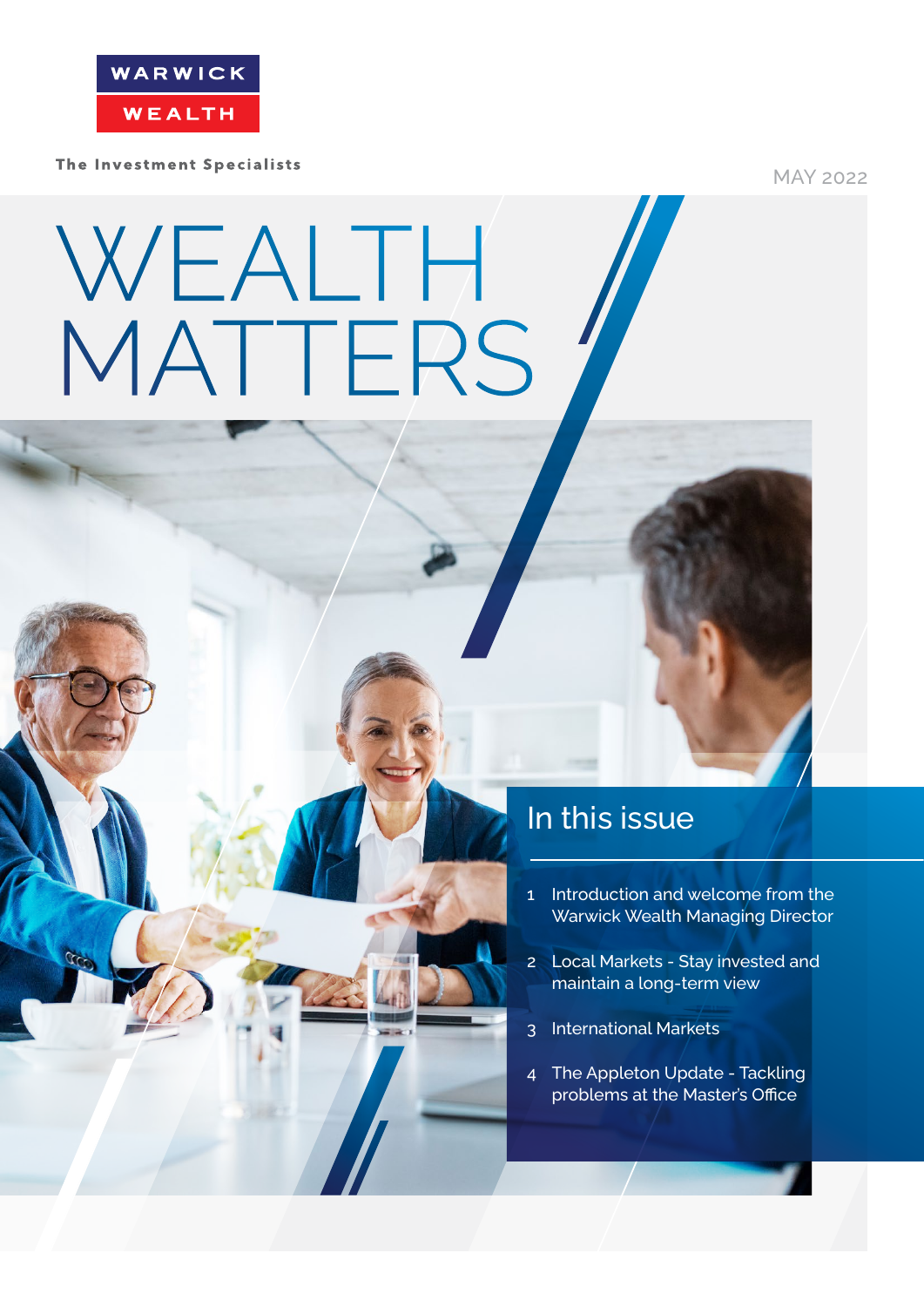WARWICK

WEALTH

The Investment Specialists

MAY 2022

# WEALTH MATTERS

## In this issue

1. Introduction and welcome from the Warwick Wealth Managing Director
2. Local Markets - Stay invested and maintain a long-term view
3. International Markets
4. The Appleton Update - Tackling problems at the Master's Office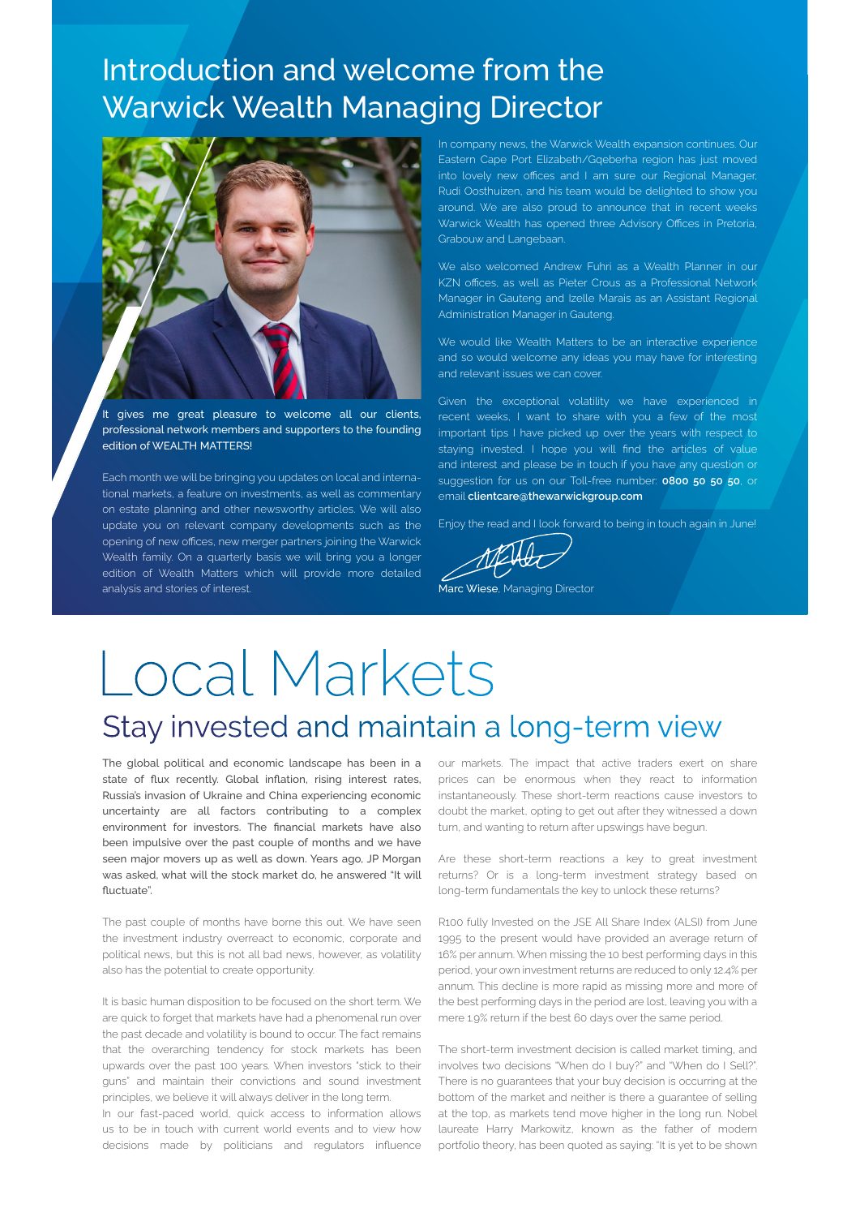# Introduction and welcome from the Warwick Wealth Managing Director

It gives me great pleasure to welcome all our clients, professional network members and supporters to the founding edition of WEALTH MATTERS!

Each month we will be bringing you updates on local and international markets, a feature on investments, as well as commentary on estate planning and other newsworthy articles. We will also update you on relevant company developments such as the opening of new offices, new merger partners joining the Warwick Wealth family. On a quarterly basis we will bring you a longer edition of Wealth Matters which will provide more detailed analysis and stories of interest.

In company news, the Warwick Wealth expansion continues. Our Eastern Cape Port Elizabeth/Gqeberha region has just moved into lovely new offices and I am sure our Regional Manager, Rudi Oosthuizen, and his team would be delighted to show you around. We are also proud to announce that in recent weeks Warwick Wealth has opened three Advisory Offices in Pretoria, Grabouw and Langebaan.

We also welcomed Andrew Fuhri as a Wealth Planner in our KZN offices, as well as Pieter Crous as a Professional Network Manager in Gauteng and Izelle Marais as an Assistant Regional Administration Manager in Gauteng.

We would like Wealth Matters to be an interactive experience and so would welcome any ideas you may have for interesting and relevant issues we can cover.

Given the exceptional volatility we have experienced in recent weeks, I want to share with you a few of the most important tips I have picked up over the years with respect to staying invested. I hope you will find the articles of value and interest and please be in touch if you have any question or suggestion for us on our Toll-free number: **0800 50 50 50**, or email **clientcare@thewarwickgroup.com**

Enjoy the read and I look forward to being in touch again in June!

**Marc Wiese**, Managing Director

# Local Markets

## Stay invested and maintain a long-term view

The global political and economic landscape has been in a state of flux recently. Global inflation, rising interest rates, Russia's invasion of Ukraine and China experiencing economic uncertainty are all factors contributing to a complex environment for investors. The financial markets have also been impulsive over the past couple of months and we have seen major movers up as well as down. Years ago, JP Morgan was asked, what will the stock market do, he answered "It will fluctuate".

The past couple of months have borne this out. We have seen the investment industry overreact to economic, corporate and political news, but this is not all bad news, however, as volatility also has the potential to create opportunity.

It is basic human disposition to be focused on the short term. We are quick to forget that markets have had a phenomenal run over the past decade and volatility is bound to occur. The fact remains that the overarching tendency for stock markets has been upwards over the past 100 years. When investors "stick to their guns" and maintain their convictions and sound investment principles, we believe it will always deliver in the long term.

In our fast-paced world, quick access to information allows us to be in touch with current world events and to view how decisions made by politicians and regulators influence our markets. The impact that active traders exert on share prices can be enormous when they react to information instantaneously. These short-term reactions cause investors to doubt the market, opting to get out after they witnessed a down turn, and wanting to return after upswings have begun.

Are these short-term reactions a key to great investment returns? Or is a long-term investment strategy based on long-term fundamentals the key to unlock these returns?

R100 fully Invested on the JSE All Share Index (ALSI) from June 1995 to the present would have provided an average return of 16% per annum. When missing the 10 best performing days in this period, your own investment returns are reduced to only 12.4% per annum. This decline is more rapid as missing more and more of the best performing days in the period are lost, leaving you with a mere 1.9% return if the best 60 days over the same period.

The short-term investment decision is called market timing, and involves two decisions "When do I buy?" and "When do I Sell?". There is no guarantees that your buy decision is occurring at the bottom of the market and neither is there a guarantee of selling at the top, as markets tend move higher in the long run. Nobel laureate Harry Markowitz, known as the father of modern portfolio theory, has been quoted as saying: "It is yet to be shown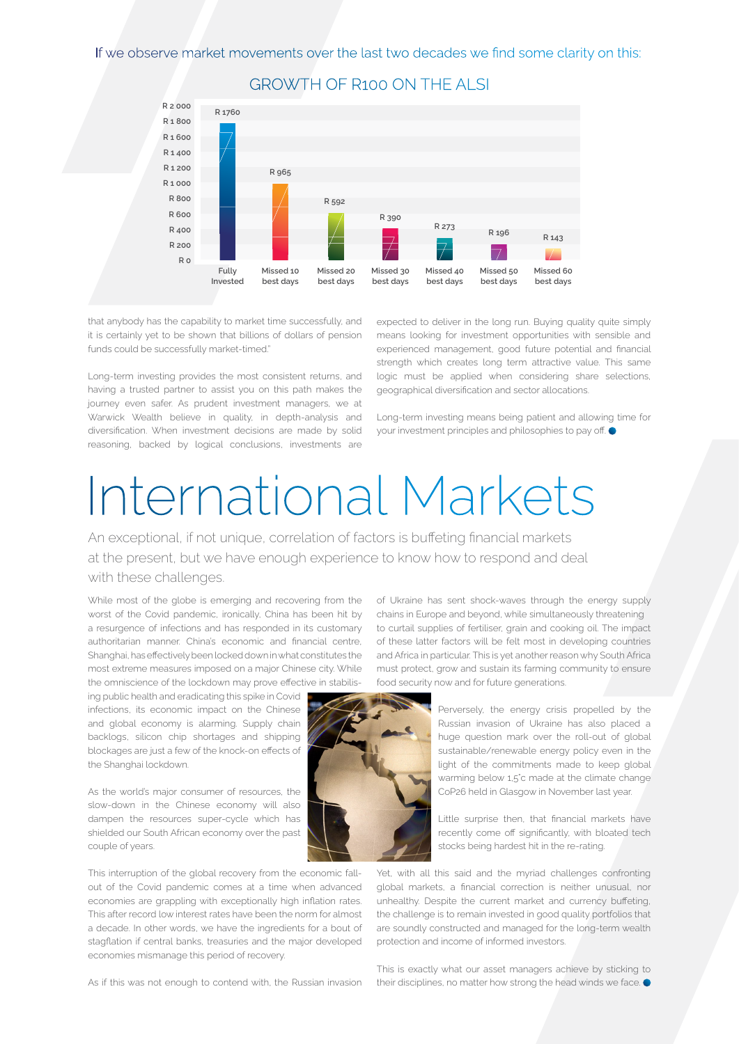If we observe market movements over the last two decades we find some clarity on this:

GROWTH OF R100 ON THE ALSI

| | Fully Invested | Missed 10 best days | Missed 20 best days | Missed 30 best days | Missed 40 best days | Missed 50 best days | Missed 60 best days |
|---|---|---|---|---|---|---|---|
| Value | R 1760 | R 965 | R 592 | R 390 | R 273 | R 196 | R 143 |

that anybody has the capability to market time successfully, and it is certainly yet to be shown that billions of dollars of pension funds could be successfully market-timed."

Long-term investing provides the most consistent returns, and having a trusted partner to assist you on this path makes the journey even safer. As prudent investment managers, we at Warwick Wealth believe in quality, in depth-analysis and diversification. When investment decisions are made by solid reasoning, backed by logical conclusions, investments are expected to deliver in the long run. Buying quality quite simply means looking for investment opportunities with sensible and experienced management, good future potential and financial strength which creates long term attractive value. This same logic must be applied when considering share selections, geographical diversification and sector allocations.

Long-term investing means being patient and allowing time for your investment principles and philosophies to pay off.

# International Markets

An exceptional, if not unique, correlation of factors is buffeting financial markets at the present, but we have enough experience to know how to respond and deal with these challenges.

While most of the globe is emerging and recovering from the worst of the Covid pandemic, ironically, China has been hit by a resurgence of infections and has responded in its customary authoritarian manner. China's economic and financial centre, Shanghai, has effectively been locked down in what constitutes the most extreme measures imposed on a major Chinese city. While the omniscience of the lockdown may prove effective in stabilising public health and eradicating this spike in Covid infections, its economic impact on the Chinese and global economy is alarming. Supply chain backlogs, silicon chip shortages and shipping blockages are just a few of the knock-on effects of the Shanghai lockdown.

As the world's major consumer of resources, the slow-down in the Chinese economy will also dampen the resources super-cycle which has shielded our South African economy over the past couple of years.

This interruption of the global recovery from the economic fall-out of the Covid pandemic comes at a time when advanced economies are grappling with exceptionally high inflation rates. This after record low interest rates have been the norm for almost a decade. In other words, we have the ingredients for a bout of stagflation if central banks, treasuries and the major developed economies mismanage this period of recovery.

As if this was not enough to contend with, the Russian invasion of Ukraine has sent shock-waves through the energy supply chains in Europe and beyond, while simultaneously threatening to curtail supplies of fertiliser, grain and cooking oil. The impact of these latter factors will be felt most in developing countries and Africa in particular. This is yet another reason why South Africa must protect, grow and sustain its farming community to ensure food security now and for future generations.

Perversely, the energy crisis propelled by the Russian invasion of Ukraine has also placed a huge question mark over the roll-out of global sustainable/renewable energy policy even in the light of the commitments made to keep global warming below 1,5˚c made at the climate change CoP26 held in Glasgow in November last year.

Little surprise then, that financial markets have recently come off significantly, with bloated tech stocks being hardest hit in the re-rating.

Yet, with all this said and the myriad challenges confronting global markets, a financial correction is neither unusual, nor unhealthy. Despite the current market and currency buffeting, the challenge is to remain invested in good quality portfolios that are soundly constructed and managed for the long-term wealth protection and income of informed investors.

This is exactly what our asset managers achieve by sticking to their disciplines, no matter how strong the head winds we face.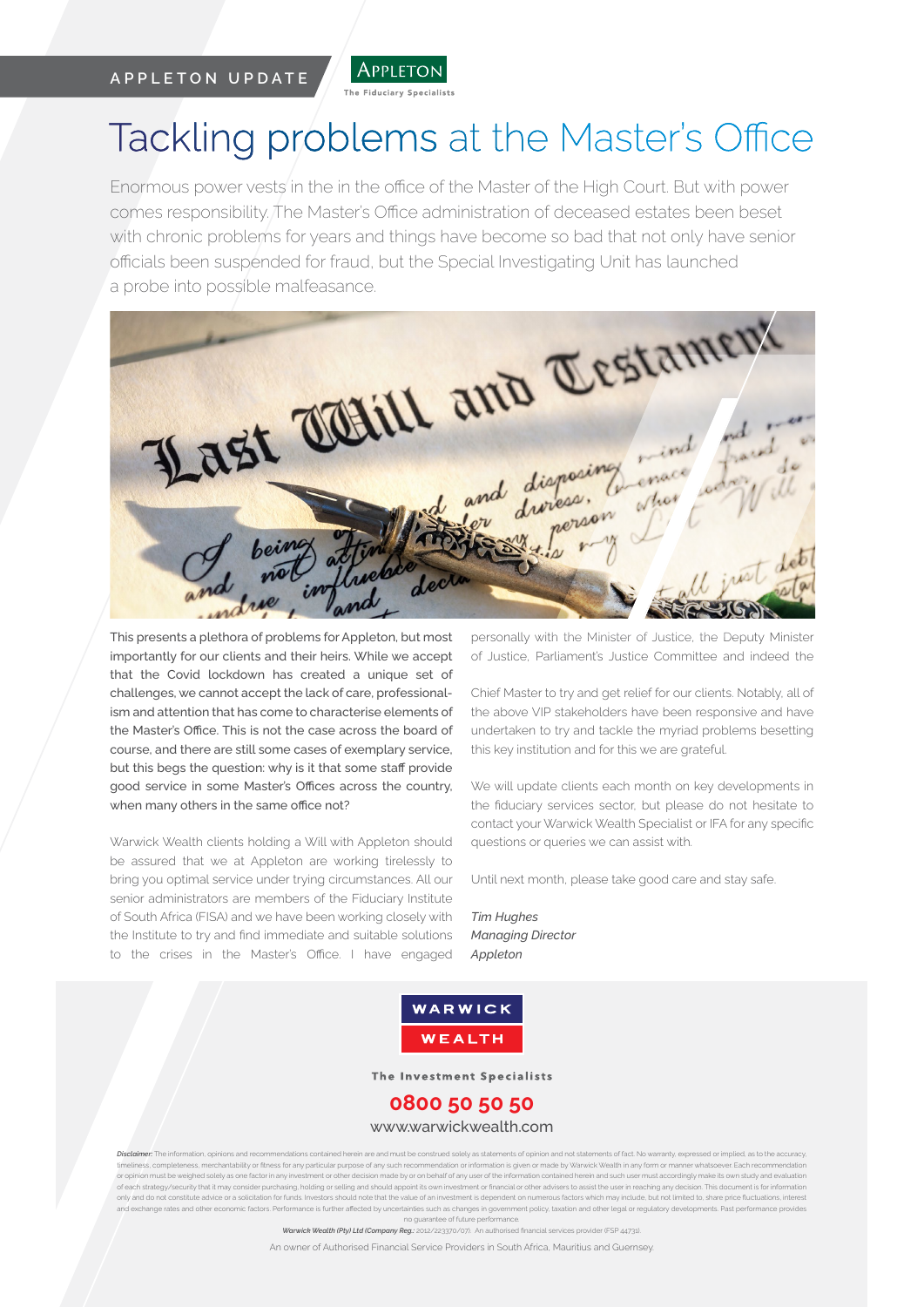APPLETON UPDATE

APPLETON
The Fiduciary Specialists

# Tackling problems at the Master's Office

Enormous power vests in the in the office of the Master of the High Court. But with power comes responsibility. The Master's Office administration of deceased estates been beset with chronic problems for years and things have become so bad that not only have senior officials been suspended for fraud, but the Special Investigating Unit has launched a probe into possible malfeasance.

This presents a plethora of problems for Appleton, but most importantly for our clients and their heirs. While we accept that the Covid lockdown has created a unique set of challenges, we cannot accept the lack of care, professionalism and attention that has come to characterise elements of the Master's Office. This is not the case across the board of course, and there are still some cases of exemplary service, but this begs the question: why is it that some staff provide good service in some Master's Offices across the country, when many others in the same office not?

Warwick Wealth clients holding a Will with Appleton should be assured that we at Appleton are working tirelessly to bring you optimal service under trying circumstances. All our senior administrators are members of the Fiduciary Institute of South Africa (FISA) and we have been working closely with the Institute to try and find immediate and suitable solutions to the crises in the Master's Office. I have engaged personally with the Minister of Justice, the Deputy Minister of Justice, Parliament's Justice Committee and indeed the Chief Master to try and get relief for our clients. Notably, all of the above VIP stakeholders have been responsive and have undertaken to try and tackle the myriad problems besetting this key institution and for this we are grateful.

We will update clients each month on key developments in the fiduciary services sector, but please do not hesitate to contact your Warwick Wealth Specialist or IFA for any specific questions or queries we can assist with.

Until next month, please take good care and stay safe.

*Tim Hughes*
*Managing Director*
*Appleton*

WARWICK WEALTH

The Investment Specialists

**0800 50 50 50**

www.warwickwealth.com

***Disclaimer:*** The information, opinions and recommendations contained herein are and must be construed solely as statements of opinion and not statements of fact. No warranty, expressed or implied, as to the accuracy, timeliness, completeness, merchantability or fitness for any particular purpose of any such recommendation or information is given or made by Warwick Wealth in any form or manner whatsoever. Each recommendation or opinion must be weighed solely as one factor in any investment or other decision made by or on behalf of any user of the information contained herein and such user must accordingly make its own study and evaluation of each strategy/security that it may consider purchasing, holding or selling and should appoint its own investment or financial or other advisers to assist the user in reaching any decision. This document is for information only and do not constitute advice or a solicitation for funds. Investors should note that the value of an investment is dependent on numerous factors which may include, but not limited to, share price fluctuations, interest and exchange rates and other economic factors. Performance is further affected by uncertainties such as changes in government policy, taxation and other legal or regulatory developments. Past performance provides no guarantee of future performance.

***Warwick Wealth (Pty) Ltd (Company Reg.:*** 2012/223370/07). An authorised financial services provider (FSP 44731).

An owner of Authorised Financial Service Providers in South Africa, Mauritius and Guernsey.